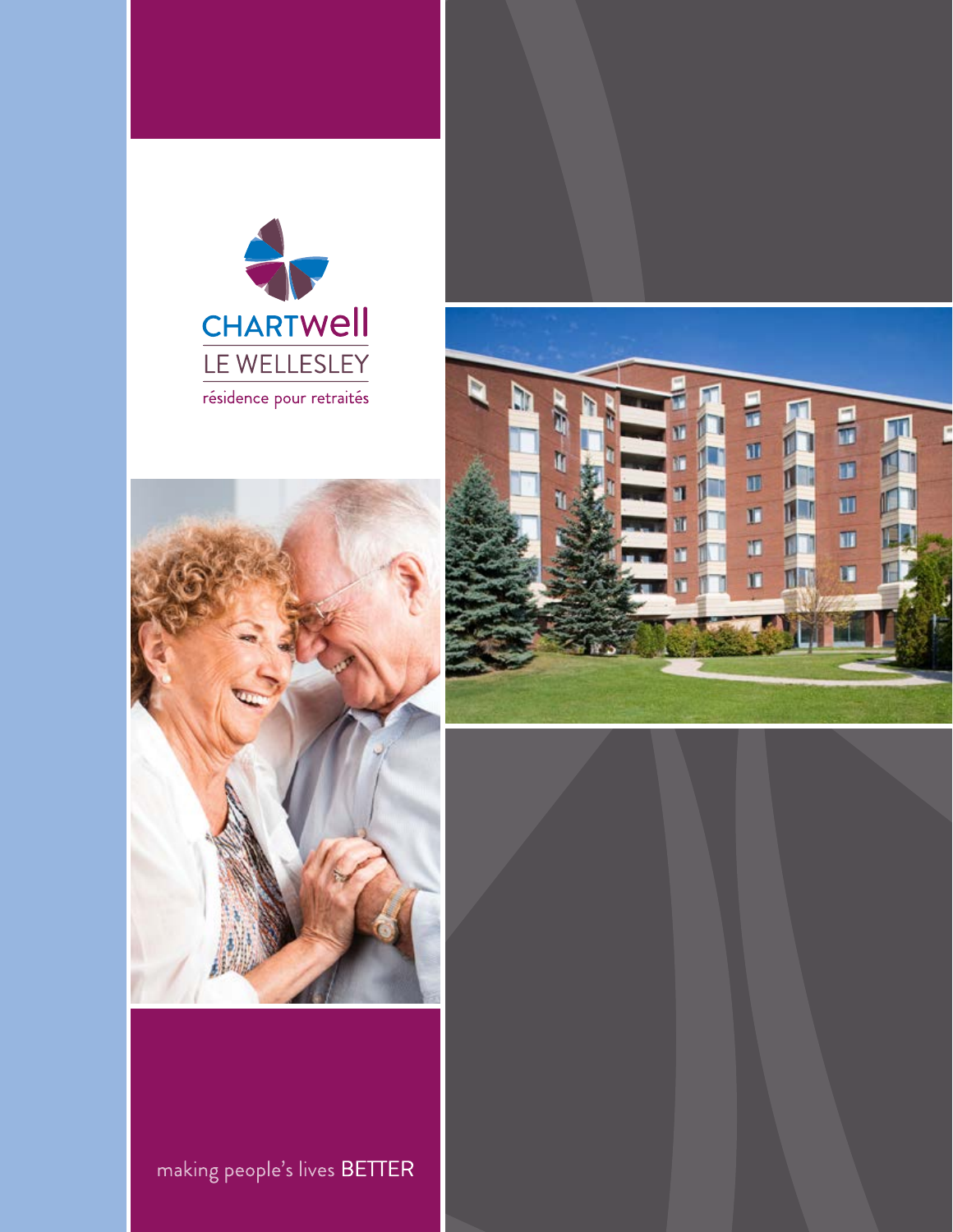CHARTWell

LE WELLESLEY

résidence pour retraités

making people's lives BETTER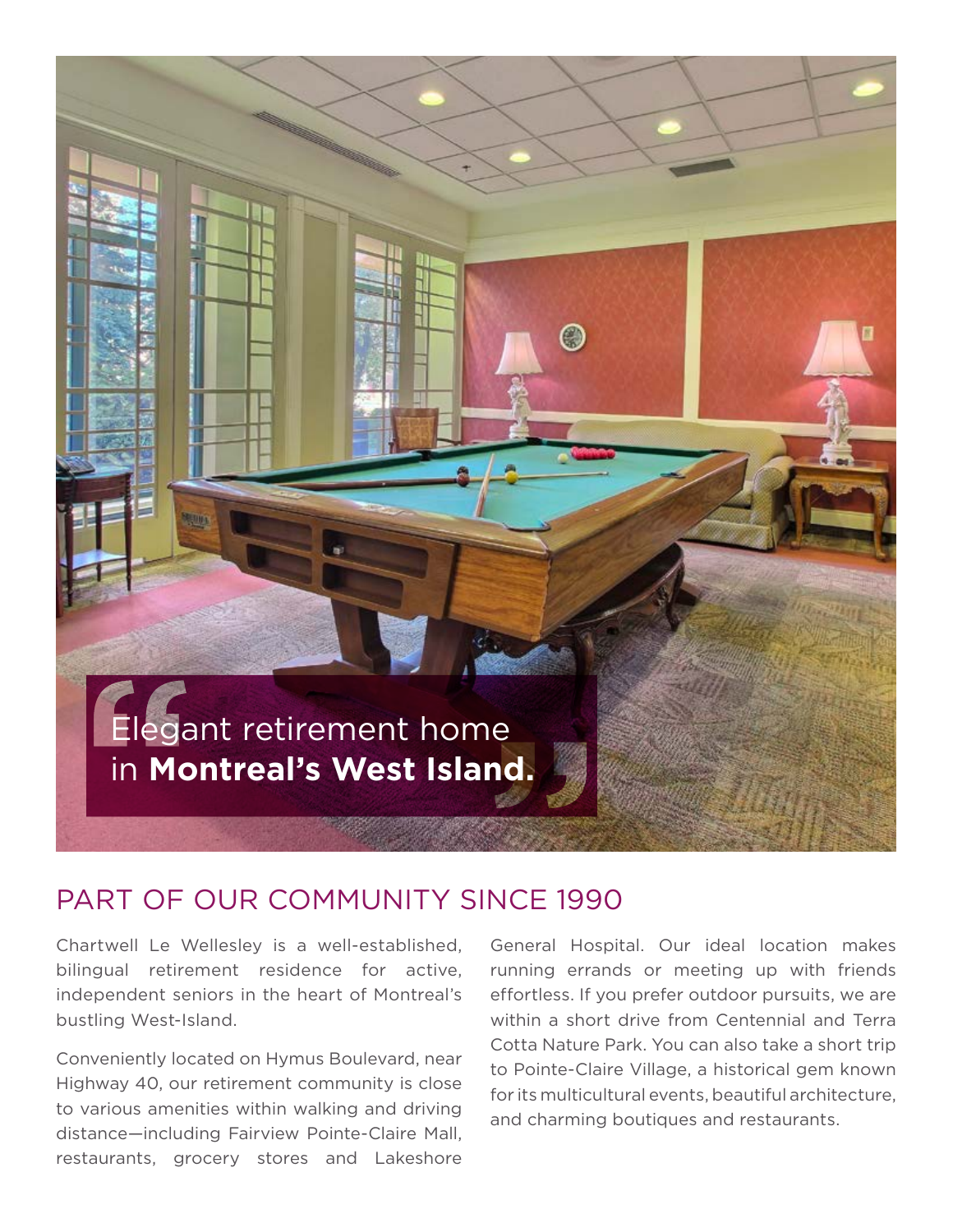> Elegant retirement home in **Montreal's West Island.**

## PART OF OUR COMMUNITY SINCE 1990

Chartwell Le Wellesley is a well-established, bilingual retirement residence for active, independent seniors in the heart of Montreal's bustling West-Island.

Conveniently located on Hymus Boulevard, near Highway 40, our retirement community is close to various amenities within walking and driving distance—including Fairview Pointe-Claire Mall, restaurants, grocery stores and Lakeshore General Hospital. Our ideal location makes running errands or meeting up with friends effortless. If you prefer outdoor pursuits, we are within a short drive from Centennial and Terra Cotta Nature Park. You can also take a short trip to Pointe-Claire Village, a historical gem known for its multicultural events, beautiful architecture, and charming boutiques and restaurants.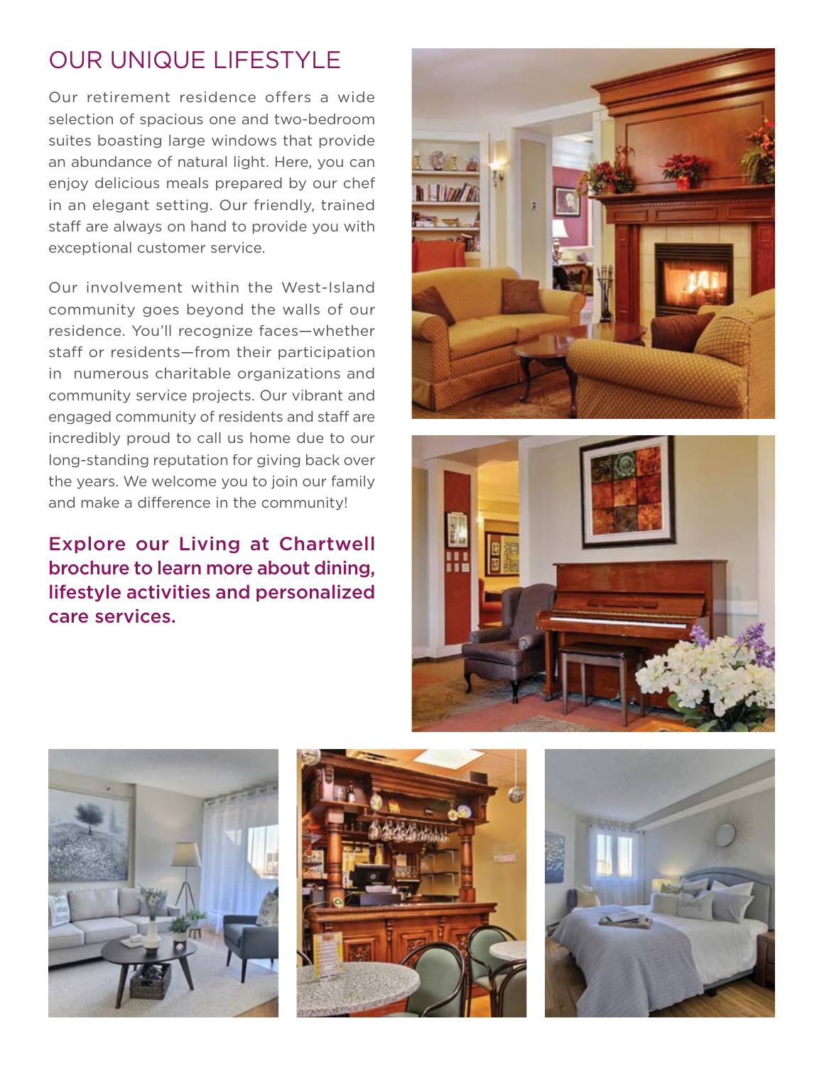# OUR UNIQUE LIFESTYLE

Our retirement residence offers a wide selection of spacious one and two-bedroom suites boasting large windows that provide an abundance of natural light. Here, you can enjoy delicious meals prepared by our chef in an elegant setting. Our friendly, trained staff are always on hand to provide you with exceptional customer service.

Our involvement within the West-Island community goes beyond the walls of our residence. You'll recognize faces—whether staff or residents—from their participation in numerous charitable organizations and community service projects. Our vibrant and engaged community of residents and staff are incredibly proud to call us home due to our long-standing reputation for giving back over the years. We welcome you to join our family and make a difference in the community!

**Explore our Living at Chartwell brochure to learn more about dining, lifestyle activities and personalized care services.**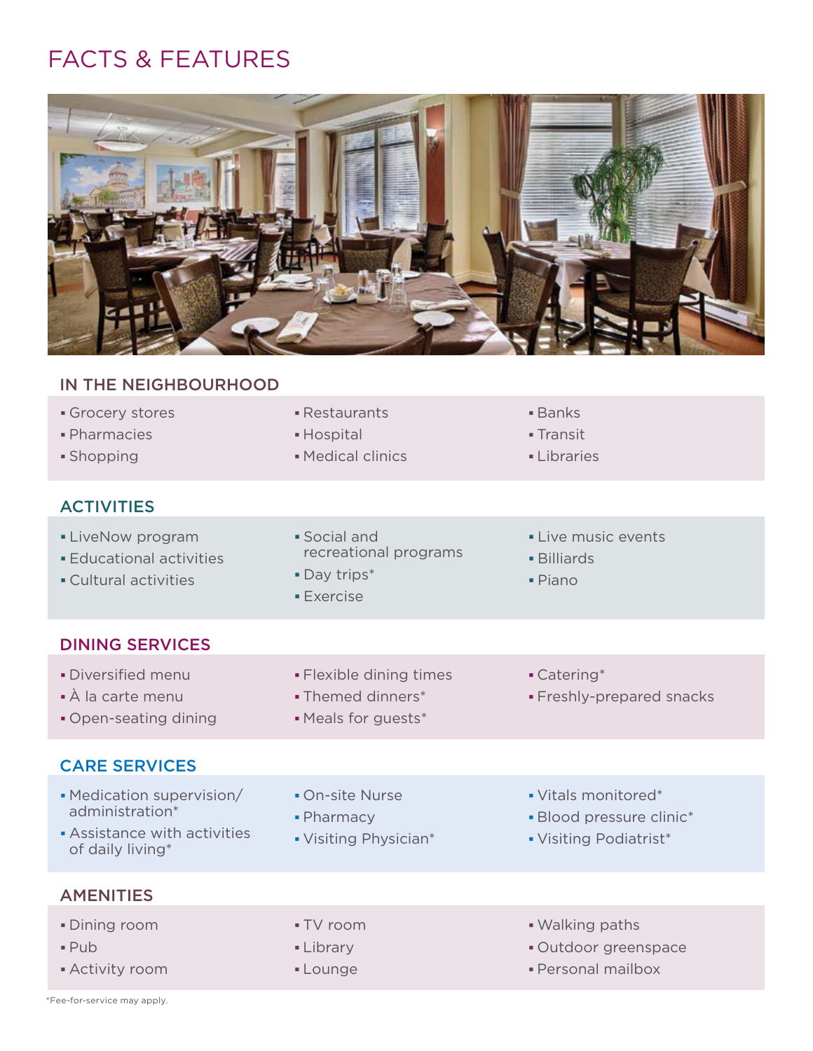# FACTS & FEATURES

## IN THE NEIGHBOURHOOD

- Grocery stores
- Pharmacies
- Shopping
- Restaurants
- Hospital
- Medical clinics
- Banks
- Transit
- Libraries

## ACTIVITIES

- LiveNow program
- Educational activities
- Cultural activities
- Social and recreational programs
- Day trips*
- Exercise
- Live music events
- Billiards
- Piano

## DINING SERVICES

- Diversified menu
- À la carte menu
- Open-seating dining
- Flexible dining times
- Themed dinners*
- Meals for guests*
- Catering*
- Freshly-prepared snacks

## CARE SERVICES

- Medication supervision/ administration*
- Assistance with activities of daily living*
- On-site Nurse
- Pharmacy
- Visiting Physician*
- Vitals monitored*
- Blood pressure clinic*
- Visiting Podiatrist*

## AMENITIES

- Dining room
- Pub
- Activity room
- TV room
- Library
- Lounge
- Walking paths
- Outdoor greenspace
- Personal mailbox

*Fee-for-service may apply.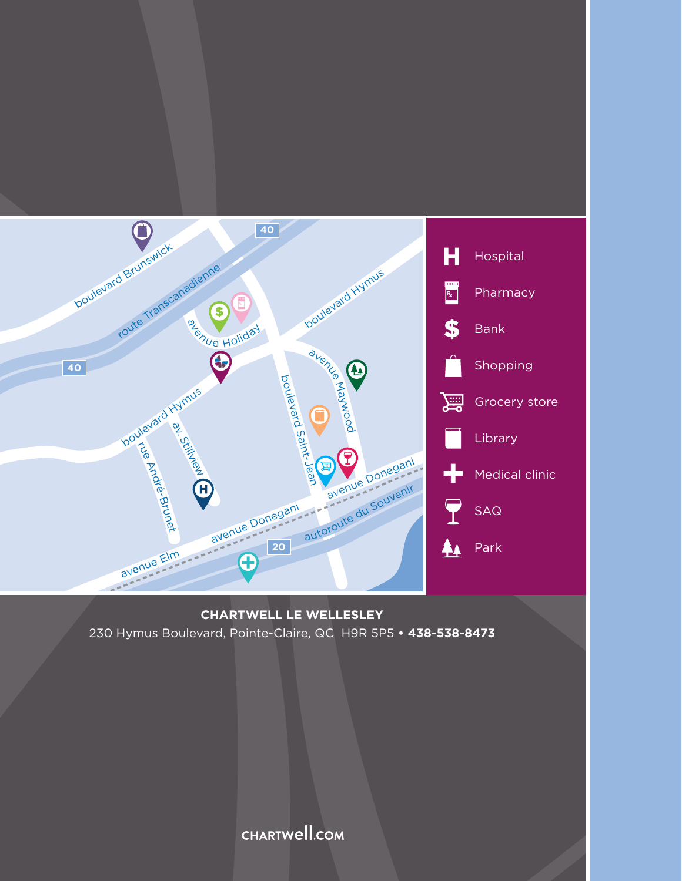boulevard Brunswick

route Transcanadienne

40

avenue Holiday

boulevard Hymus

40

avenue Maywood

boulevard Hymus

av. Stillview

rue André-Brunet

boulevard Saint-Jean

avenue Donegani

avenue Donegani

autoroute du Souvenir

avenue Elm

20

- Hospital
- Pharmacy
- Bank
- Shopping
- Grocery store
- Library
- Medical clinic
- SAQ
- Park

**CHARTWELL LE WELLESLEY**

230 Hymus Boulevard, Pointe-Claire, QC H9R 5P5 • **438-538-8473**

CHARTWELL.COM